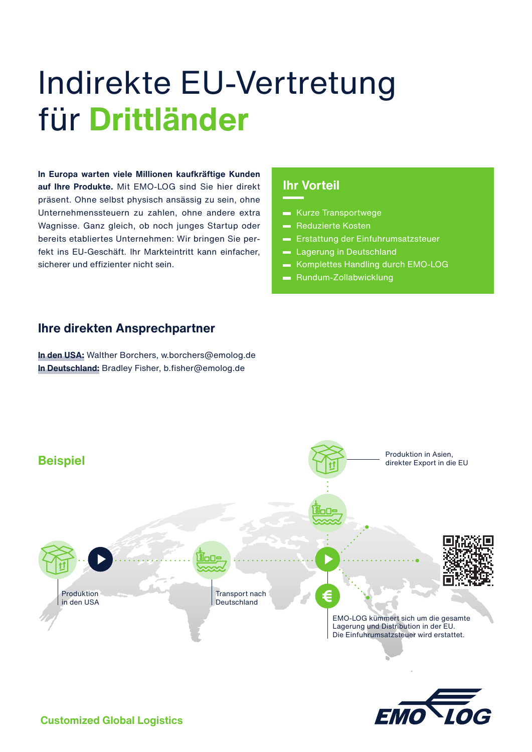# Indirekte EU-Vertretung für **Drittländer**

**In Europa warten viele Millionen kaufkräftige Kunden auf Ihre Produkte.** Mit EMO-LOG sind Sie hier direkt präsent. Ohne selbst physisch ansässig zu sein, ohne Unternehmenssteuern zu zahlen, ohne andere extra Wagnisse. Ganz gleich, ob noch junges Startup oder bereits etabliertes Unternehmen: Wir bringen Sie perfekt ins EU-Geschäft. Ihr Markteintritt kann einfacher, sicherer und effizienter nicht sein.

## Ihr Vorteil

- Kurze Transportwege
- Reduzierte Kosten
- Erstattung der Einfuhrumsatzsteuer
- Lagerung in Deutschland
- Komplettes Handling durch EMO-LOG
- Rundum-Zollabwicklung

## Ihre direkten Ansprechpartner

**In den USA:** Walther Borchers, w.borchers@emolog.de
**In Deutschland:** Bradley Fisher, b.fisher@emolog.de

## Beispiel

Produktion in Asien, direkter Export in die EU

Produktion in den USA

Transport nach Deutschland

EMO-LOG kümmert sich um die gesamte Lagerung und Distribution in der EU. Die Einfuhrumsatzsteuer wird erstattet.

**Customized Global Logistics**

EMO LOG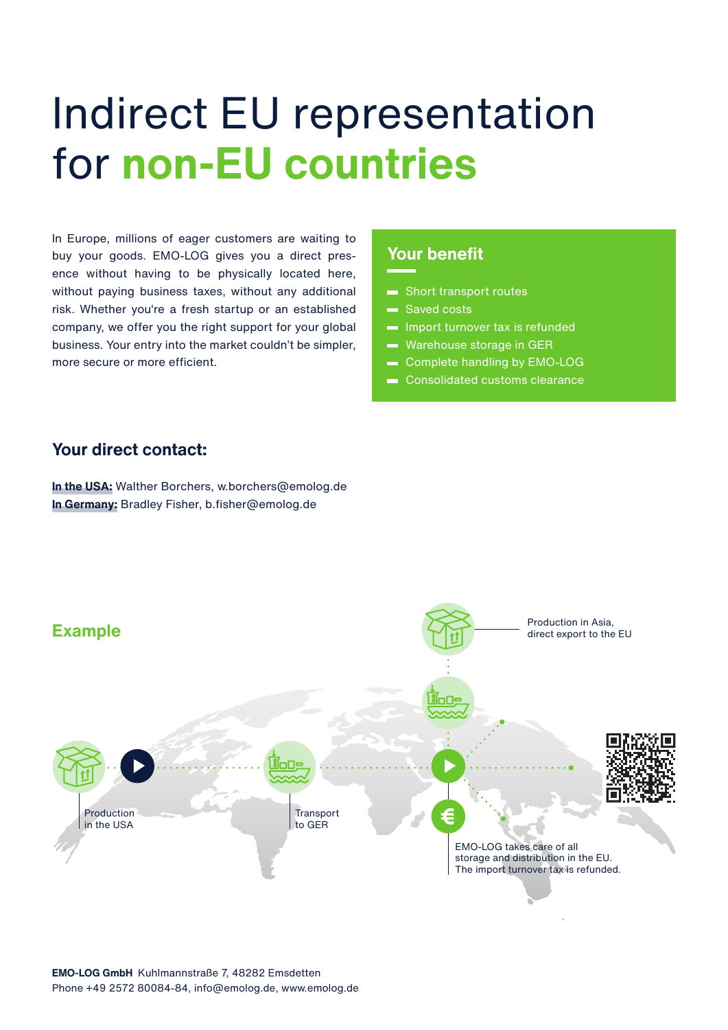# Indirect EU representation for **non-EU countries**

In Europe, millions of eager customers are waiting to buy your goods. EMO-LOG gives you a direct presence without having to be physically located here, without paying business taxes, without any additional risk. Whether you're a fresh startup or an established company, we offer you the right support for your global business. Your entry into the market couldn't be simpler, more secure or more efficient.

## Your benefit

- Short transport routes
- Saved costs
- Import turnover tax is refunded
- Warehouse storage in GER
- Complete handling by EMO-LOG
- Consolidated customs clearance

## Your direct contact:

**In the USA:** Walther Borchers, w.borchers@emolog.de
**In Germany:** Bradley Fisher, b.fisher@emolog.de

## Example

Production in Asia, direct export to the EU

Production in the USA

Transport to GER

EMO-LOG takes care of all storage and distribution in the EU. The import turnover tax is refunded.

**EMO-LOG GmbH** Kuhlmannstraße 7, 48282 Emsdetten
Phone +49 2572 80084-84, info@emolog.de, www.emolog.de